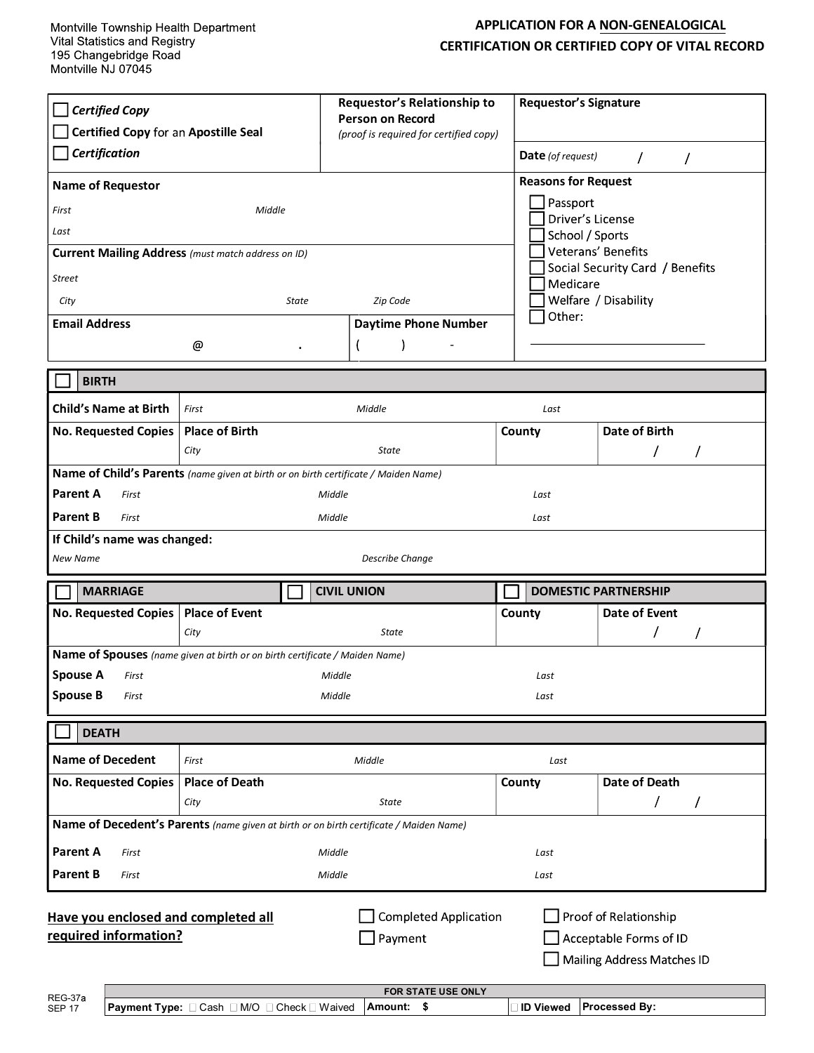Montville Township Health Department
Vital Statistics and Registry
195 Changebridge Road
Montville NJ 07045

# APPLICATION FOR A NON-GENEALOGICAL CERTIFICATION OR CERTIFIED COPY OF VITAL RECORD

| ☐ ***Certified Copy*** <br> ☐ **Certified Copy** for an **Apostille Seal** <br> ☐ ***Certification*** | **Requestor's Relationship to Person on Record** *(proof is required for certified copy)* | **Requestor's Signature** <br><br> **Date** *(of request)* / / |
|---|---|---|

| **Name of Requestor** <br> *First* *Middle* <br> *Last* | **Reasons for Request** <br> ☐ Passport <br> ☐ Driver's License <br> ☐ School / Sports <br> ☐ Veterans' Benefits <br> ☐ Social Security Card / Benefits <br> ☐ Medicare <br> ☐ Welfare / Disability <br> ☐ Other: ____________ |
|---|---|
| **Current Mailing Address** *(must match address on ID)* <br> *Street* <br> *City* *State* *Zip Code* | |
| **Email Address** @ . <br> **Daytime Phone Number** ( ) - | |

## ☐ BIRTH

| **Child's Name at Birth** | *First* | *Middle* | *Last* |
|---|---|---|---|
| **No. Requested Copies** | **Place of Birth** *City* *State* | **County** | **Date of Birth** / / |

**Name of Child's Parents** *(name given at birth or on birth certificate / Maiden Name)*

| | | | |
|---|---|---|---|
| **Parent A** | *First* | *Middle* | *Last* |
| **Parent B** | *First* | *Middle* | *Last* |

**If Child's name was changed:**

*New Name* *Describe Change*

## ☐ MARRIAGE ☐ CIVIL UNION ☐ DOMESTIC PARTNERSHIP

| **No. Requested Copies** | **Place of Event** *City* *State* | **County** | **Date of Event** / / |
|---|---|---|---|

**Name of Spouses** *(name given at birth or on birth certificate / Maiden Name)*

| | | | |
|---|---|---|---|
| **Spouse A** | *First* | *Middle* | *Last* |
| **Spouse B** | *First* | *Middle* | *Last* |

## ☐ DEATH

| **Name of Decedent** | *First* | *Middle* | *Last* |
|---|---|---|---|
| **No. Requested Copies** | **Place of Death** *City* *State* | **County** | **Date of Death** / / |

**Name of Decedent's Parents** *(name given at birth or on birth certificate / Maiden Name)*

| | | | |
|---|---|---|---|
| **Parent A** | *First* | *Middle* | *Last* |
| **Parent B** | *First* | *Middle* | *Last* |

**Have you enclosed and completed all required information?**

- ☐ Completed Application
- ☐ Payment
- ☐ Proof of Relationship
- ☐ Acceptable Forms of ID
- ☐ Mailing Address Matches ID

| FOR STATE USE ONLY | | | |
|---|---|---|---|
| **Payment Type:** ☐ Cash ☐ M/O ☐ Check ☐ Waived | **Amount: $** | ☐ **ID Viewed** | **Processed By:** |

REG-37a
SEP 17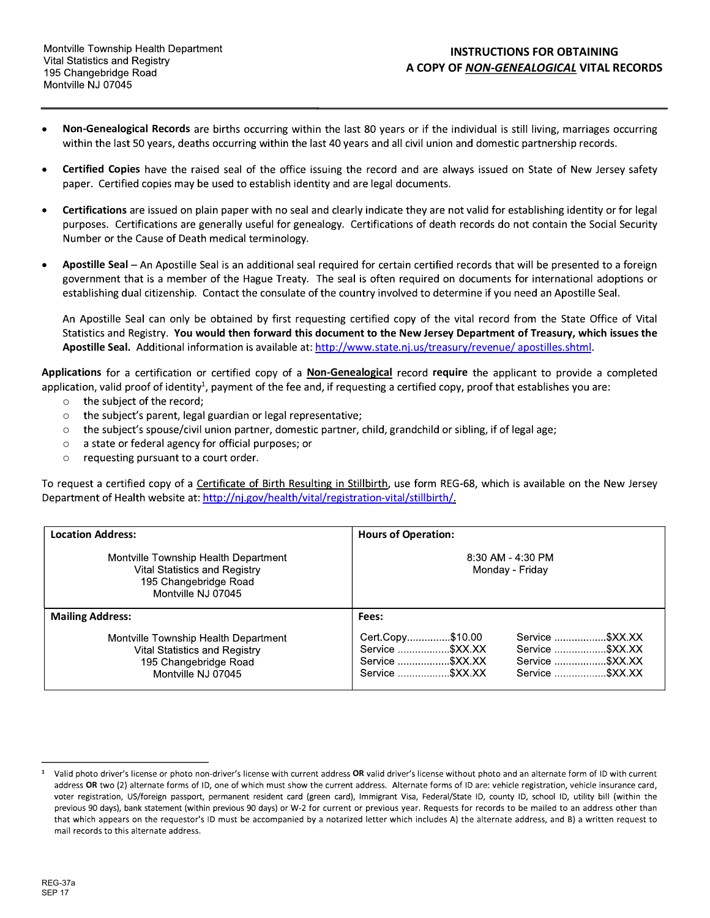Montville Township Health Department
Vital Statistics and Registry
195 Changebridge Road
Montville NJ 07045

# INSTRUCTIONS FOR OBTAINING A COPY OF *NON-GENEALOGICAL* VITAL RECORDS

- **Non-Genealogical Records** are births occurring within the last 80 years or if the individual is still living, marriages occurring within the last 50 years, deaths occurring within the last 40 years and all civil union and domestic partnership records.

- **Certified Copies** have the raised seal of the office issuing the record and are always issued on State of New Jersey safety paper. Certified copies may be used to establish identity and are legal documents.

- **Certifications** are issued on plain paper with no seal and clearly indicate they are not valid for establishing identity or for legal purposes. Certifications are generally useful for genealogy. Certifications of death records do not contain the Social Security Number or the Cause of Death medical terminology.

- **Apostille Seal** – An Apostille Seal is an additional seal required for certain certified records that will be presented to a foreign government that is a member of the Hague Treaty. The seal is often required on documents for international adoptions or establishing dual citizenship. Contact the consulate of the country involved to determine if you need an Apostille Seal.

  An Apostille Seal can only be obtained by first requesting certified copy of the vital record from the State Office of Vital Statistics and Registry. **You would then forward this document to the New Jersey Department of Treasury, which issues the Apostille Seal.** Additional information is available at: http://www.state.nj.us/treasury/revenue/ apostilles.shtml.

**Applications** for a certification or certified copy of a **Non-Genealogical** record **require** the applicant to provide a completed application, valid proof of identity[1], payment of the fee and, if requesting a certified copy, proof that establishes you are:

- the subject of the record;
- the subject's parent, legal guardian or legal representative;
- the subject's spouse/civil union partner, domestic partner, child, grandchild or sibling, if of legal age;
- a state or federal agency for official purposes; or
- requesting pursuant to a court order.

To request a certified copy of a Certificate of Birth Resulting in Stillbirth, use form REG-68, which is available on the New Jersey Department of Health website at: http://nj.gov/health/vital/registration-vital/stillbirth/.

| **Location Address:** | **Hours of Operation:** |
|---|---|
| Montville Township Health Department<br>Vital Statistics and Registry<br>195 Changebridge Road<br>Montville NJ 07045 | 8:30 AM - 4:30 PM<br>Monday - Friday |
| **Mailing Address:** | **Fees:** |
| Montville Township Health Department<br>Vital Statistics and Registry<br>195 Changebridge Road<br>Montville NJ 07045 | Cert.Copy...............$10.00<br>Service ..................$XX.XX<br>Service ..................$XX.XX<br>Service ..................$XX.XX<br>Service ..................$XX.XX<br>Service ..................$XX.XX<br>Service ..................$XX.XX<br>Service ..................$XX.XX |

[1] Valid photo driver's license or photo non-driver's license with current address **OR** valid driver's license without photo and an alternate form of ID with current address **OR** two (2) alternate forms of ID, one of which must show the current address. Alternate forms of ID are: vehicle registration, vehicle insurance card, voter registration, US/foreign passport, permanent resident card (green card), Immigrant Visa, Federal/State ID, county ID, school ID, utility bill (within the previous 90 days), bank statement (within previous 90 days) or W-2 for current or previous year. Requests for records to be mailed to an address other than that which appears on the requestor's ID must be accompanied by a notarized letter which includes A) the alternate address, and B) a written request to mail records to this alternate address.

REG-37a
SEP 17